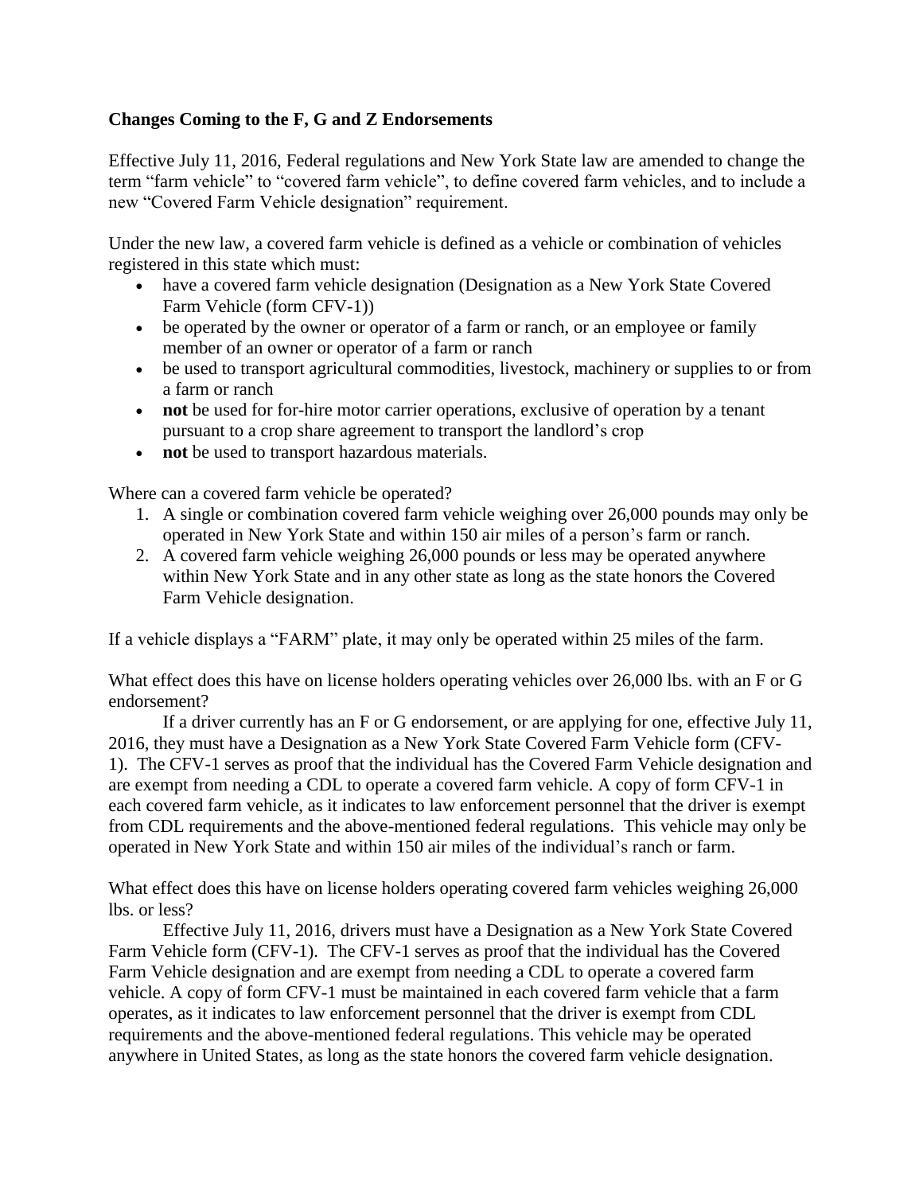**Changes Coming to the F, G and Z Endorsements**

Effective July 11, 2016, Federal regulations and New York State law are amended to change the term "farm vehicle" to "covered farm vehicle", to define covered farm vehicles, and to include a new "Covered Farm Vehicle designation" requirement.

Under the new law, a covered farm vehicle is defined as a vehicle or combination of vehicles registered in this state which must:

- have a covered farm vehicle designation (Designation as a New York State Covered Farm Vehicle (form CFV-1))
- be operated by the owner or operator of a farm or ranch, or an employee or family member of an owner or operator of a farm or ranch
- be used to transport agricultural commodities, livestock, machinery or supplies to or from a farm or ranch
- **not** be used for for-hire motor carrier operations, exclusive of operation by a tenant pursuant to a crop share agreement to transport the landlord's crop
- **not** be used to transport hazardous materials.

Where can a covered farm vehicle be operated?

1. A single or combination covered farm vehicle weighing over 26,000 pounds may only be operated in New York State and within 150 air miles of a person's farm or ranch.
2. A covered farm vehicle weighing 26,000 pounds or less may be operated anywhere within New York State and in any other state as long as the state honors the Covered Farm Vehicle designation.

If a vehicle displays a "FARM" plate, it may only be operated within 25 miles of the farm.

What effect does this have on license holders operating vehicles over 26,000 lbs. with an F or G endorsement?

If a driver currently has an F or G endorsement, or are applying for one, effective July 11, 2016, they must have a Designation as a New York State Covered Farm Vehicle form (CFV-1). The CFV-1 serves as proof that the individual has the Covered Farm Vehicle designation and are exempt from needing a CDL to operate a covered farm vehicle. A copy of form CFV-1 in each covered farm vehicle, as it indicates to law enforcement personnel that the driver is exempt from CDL requirements and the above-mentioned federal regulations. This vehicle may only be operated in New York State and within 150 air miles of the individual's ranch or farm.

What effect does this have on license holders operating covered farm vehicles weighing 26,000 lbs. or less?

Effective July 11, 2016, drivers must have a Designation as a New York State Covered Farm Vehicle form (CFV-1). The CFV-1 serves as proof that the individual has the Covered Farm Vehicle designation and are exempt from needing a CDL to operate a covered farm vehicle. A copy of form CFV-1 must be maintained in each covered farm vehicle that a farm operates, as it indicates to law enforcement personnel that the driver is exempt from CDL requirements and the above-mentioned federal regulations. This vehicle may be operated anywhere in United States, as long as the state honors the covered farm vehicle designation.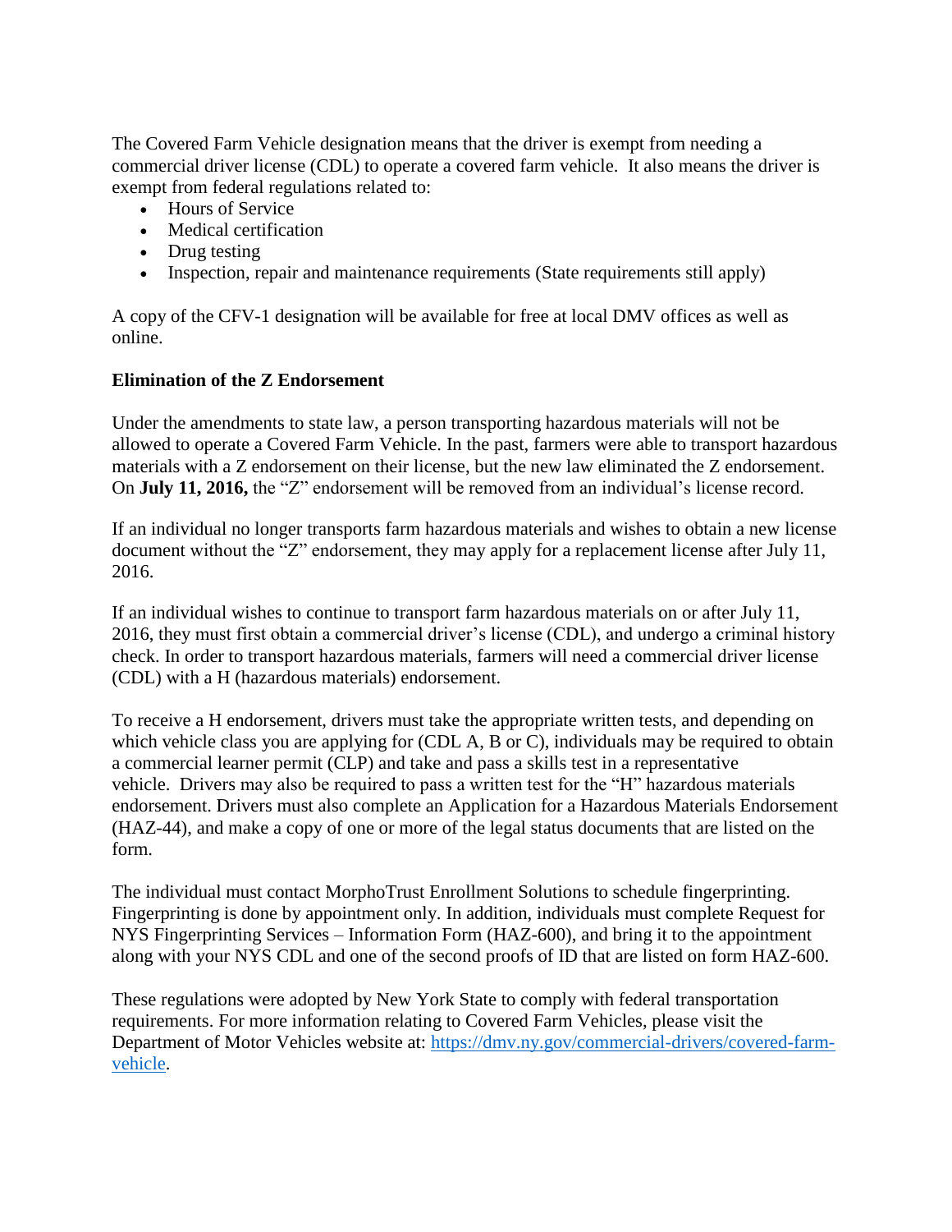The Covered Farm Vehicle designation means that the driver is exempt from needing a commercial driver license (CDL) to operate a covered farm vehicle. It also means the driver is exempt from federal regulations related to:

- Hours of Service
- Medical certification
- Drug testing
- Inspection, repair and maintenance requirements (State requirements still apply)

A copy of the CFV-1 designation will be available for free at local DMV offices as well as online.

**Elimination of the Z Endorsement**

Under the amendments to state law, a person transporting hazardous materials will not be allowed to operate a Covered Farm Vehicle. In the past, farmers were able to transport hazardous materials with a Z endorsement on their license, but the new law eliminated the Z endorsement. On **July 11, 2016,** the "Z" endorsement will be removed from an individual's license record.

If an individual no longer transports farm hazardous materials and wishes to obtain a new license document without the "Z" endorsement, they may apply for a replacement license after July 11, 2016.

If an individual wishes to continue to transport farm hazardous materials on or after July 11, 2016, they must first obtain a commercial driver's license (CDL), and undergo a criminal history check. In order to transport hazardous materials, farmers will need a commercial driver license (CDL) with a H (hazardous materials) endorsement.

To receive a H endorsement, drivers must take the appropriate written tests, and depending on which vehicle class you are applying for (CDL A, B or C), individuals may be required to obtain a commercial learner permit (CLP) and take and pass a skills test in a representative vehicle. Drivers may also be required to pass a written test for the "H" hazardous materials endorsement. Drivers must also complete an Application for a Hazardous Materials Endorsement (HAZ-44), and make a copy of one or more of the legal status documents that are listed on the form.

The individual must contact MorphoTrust Enrollment Solutions to schedule fingerprinting. Fingerprinting is done by appointment only. In addition, individuals must complete Request for NYS Fingerprinting Services – Information Form (HAZ-600), and bring it to the appointment along with your NYS CDL and one of the second proofs of ID that are listed on form HAZ-600.

These regulations were adopted by New York State to comply with federal transportation requirements. For more information relating to Covered Farm Vehicles, please visit the Department of Motor Vehicles website at: [https://dmv.ny.gov/commercial-drivers/covered-farm-vehicle](https://dmv.ny.gov/commercial-drivers/covered-farm-vehicle).